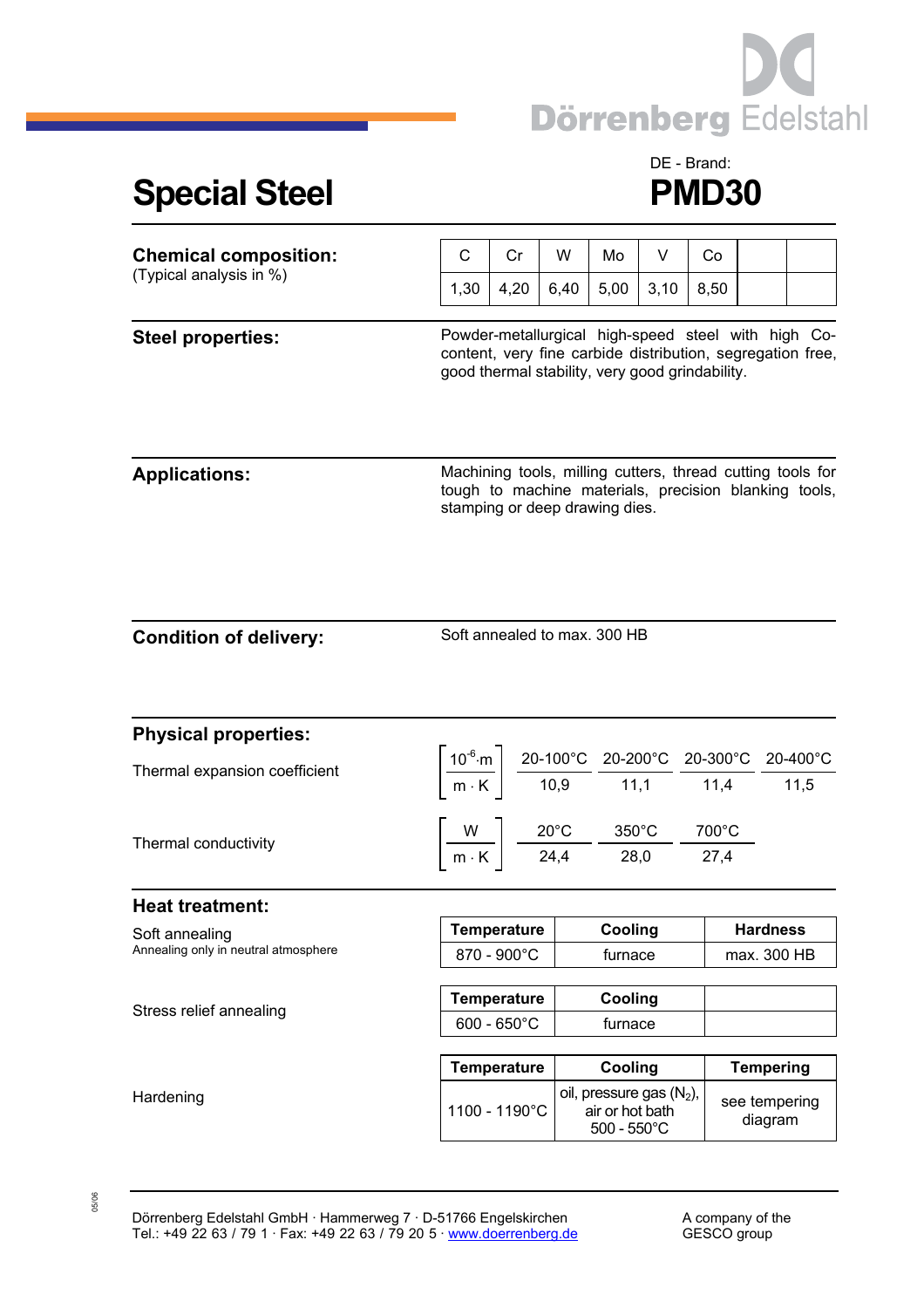Dörrenberg Edelstahl

# Special Steel

DE - Brand:

# PMD30

## Chemical composition:

(Typical analysis in %)

| C | Cr | W | Mo | V | Co | | |
|---|---|---|---|---|---|---|---|
| 1,30 | 4,20 | 6,40 | 5,00 | 3,10 | 8,50 | | |

## Steel properties:

Powder-metallurgical high-speed steel with high Co-content, very fine carbide distribution, segregation free, good thermal stability, very good grindability.

## Applications:

Machining tools, milling cutters, thread cutting tools for tough to machine materials, precision blanking tools, stamping or deep drawing dies.

## Condition of delivery:

Soft annealed to max. 300 HB

## Physical properties:

Thermal expansion coefficient

| $\left[\frac{10^{-6}\cdot m}{m \cdot K}\right]$ | 20-100°C | 20-200°C | 20-300°C | 20-400°C |
|---|---|---|---|---|
| | 10,9 | 11,1 | 11,4 | 11,5 |

Thermal conductivity

| $\left[\frac{W}{m \cdot K}\right]$ | 20°C | 350°C | 700°C |
|---|---|---|---|
| | 24,4 | 28,0 | 27,4 |

## Heat treatment:

Soft annealing
Annealing only in neutral atmosphere

| Temperature | Cooling | Hardness |
|---|---|---|
| 870 - 900°C | furnace | max. 300 HB |

Stress relief annealing

| Temperature | Cooling | |
|---|---|---|
| 600 - 650°C | furnace | |

Hardening

| Temperature | Cooling | Tempering |
|---|---|---|
| 1100 - 1190°C | oil, pressure gas ($N_2$), air or hot bath 500 - 550°C | see tempering diagram |

05/06

Dörrenberg Edelstahl GmbH · Hammerweg 7 · D-51766 Engelskirchen
Tel.: +49 22 63 / 79 1 · Fax: +49 22 63 / 79 20 5 · www.doerrenberg.de

A company of the GESCO group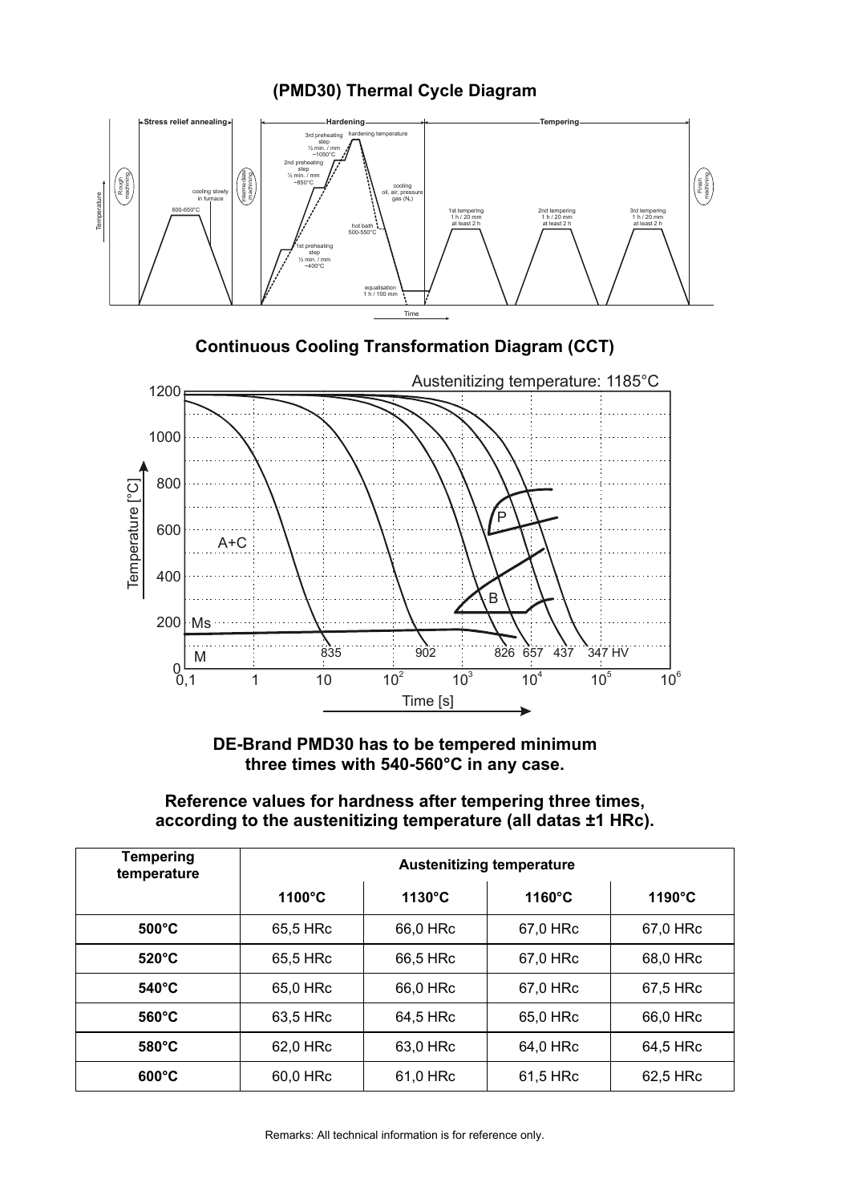## (PMD30) Thermal Cycle Diagram

Stress relief annealing
Hardening
Tempering
Temperature
Rough machining
Intermediate machining
Finish machining
600-650°C
cooling slowly in furnace
1st preheating step ½ min. / mm ~400°C
2nd preheating step ½ min. / mm ~850°C
3rd preheating step ½ min. / mm ~1050°C
hardening temperature
cooling oil, air, pressure gas ($N_2$)
hot bath 500-550°C
equalisation 1 h / 100 mm
1st tempering 1 h / 20 mm at least 2 h
2nd tempering 1 h / 20 mm at least 2 h
3rd tempering 1 h / 20 mm at least 2 h
Time

## Continuous Cooling Transformation Diagram (CCT)

Austenitizing temperature: 1185°C
Temperature [°C]
1200
1000
800
600
400
200
0
A+C
P
B
Ms
M
835
902
826
657
437
347 HV
0,1
1
10
$10^2$
$10^3$
$10^4$
$10^5$
$10^6$
Time [s]

**DE-Brand PMD30 has to be tempered minimum three times with 540-560°C in any case.**

**Reference values for hardness after tempering three times, according to the austenitizing temperature (all datas ±1 HRc).**

| Tempering temperature | Austenitizing temperature | | | |
|---|---|---|---|---|
| | 1100°C | 1130°C | 1160°C | 1190°C |
| 500°C | 65,5 HRc | 66,0 HRc | 67,0 HRc | 67,0 HRc |
| 520°C | 65,5 HRc | 66,5 HRc | 67,0 HRc | 68,0 HRc |
| 540°C | 65,0 HRc | 66,0 HRc | 67,0 HRc | 67,5 HRc |
| 560°C | 63,5 HRc | 64,5 HRc | 65,0 HRc | 66,0 HRc |
| 580°C | 62,0 HRc | 63,0 HRc | 64,0 HRc | 64,5 HRc |
| 600°C | 60,0 HRc | 61,0 HRc | 61,5 HRc | 62,5 HRc |

Remarks: All technical information is for reference only.